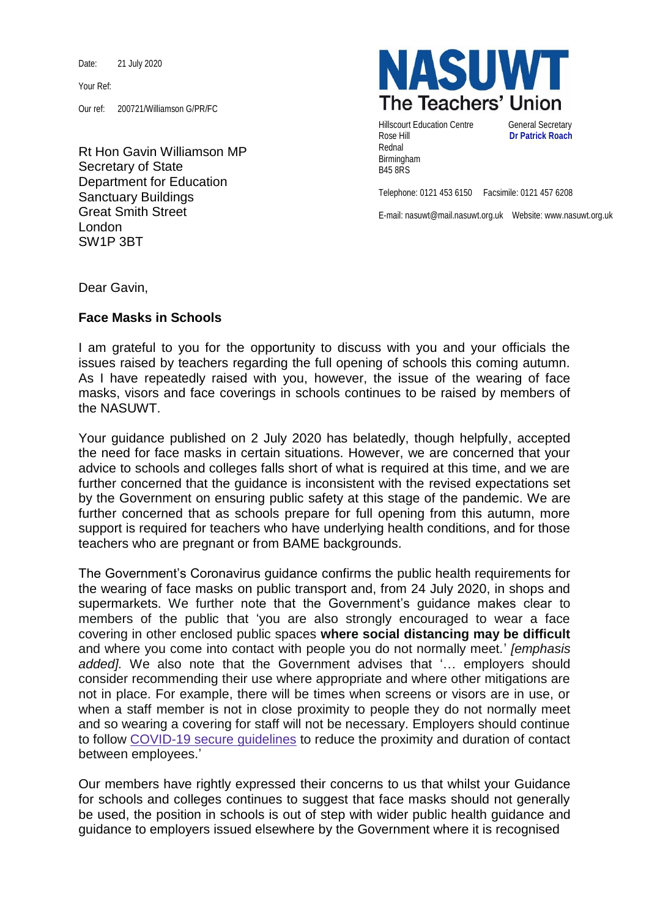Date: 21 July 2020

Your Ref:

Our ref: 200721/Williamson G/PR/FC

**NASUWT**
**The Teachers' Union**

Hillscourt Education Centre
Rose Hill
Rednal
Birmingham
B45 8RS

General Secretary
**Dr Patrick Roach**

Telephone: 0121 453 6150 Facsimile: 0121 457 6208

E-mail: nasuwt@mail.nasuwt.org.uk Website: www.nasuwt.org.uk

Rt Hon Gavin Williamson MP
Secretary of State
Department for Education
Sanctuary Buildings
Great Smith Street
London
SW1P 3BT

Dear Gavin,

**Face Masks in Schools**

I am grateful to you for the opportunity to discuss with you and your officials the issues raised by teachers regarding the full opening of schools this coming autumn. As I have repeatedly raised with you, however, the issue of the wearing of face masks, visors and face coverings in schools continues to be raised by members of the NASUWT.

Your guidance published on 2 July 2020 has belatedly, though helpfully, accepted the need for face masks in certain situations. However, we are concerned that your advice to schools and colleges falls short of what is required at this time, and we are further concerned that the guidance is inconsistent with the revised expectations set by the Government on ensuring public safety at this stage of the pandemic. We are further concerned that as schools prepare for full opening from this autumn, more support is required for teachers who have underlying health conditions, and for those teachers who are pregnant or from BAME backgrounds.

The Government's Coronavirus guidance confirms the public health requirements for the wearing of face masks on public transport and, from 24 July 2020, in shops and supermarkets. We further note that the Government's guidance makes clear to members of the public that 'you are also strongly encouraged to wear a face covering in other enclosed public spaces **where social distancing may be difficult** and where you come into contact with people you do not normally meet.' *[emphasis added].* We also note that the Government advises that '… employers should consider recommending their use where appropriate and where other mitigations are not in place. For example, there will be times when screens or visors are in use, or when a staff member is not in close proximity to people they do not normally meet and so wearing a covering for staff will not be necessary. Employers should continue to follow COVID-19 secure guidelines to reduce the proximity and duration of contact between employees.'

Our members have rightly expressed their concerns to us that whilst your Guidance for schools and colleges continues to suggest that face masks should not generally be used, the position in schools is out of step with wider public health guidance and guidance to employers issued elsewhere by the Government where it is recognised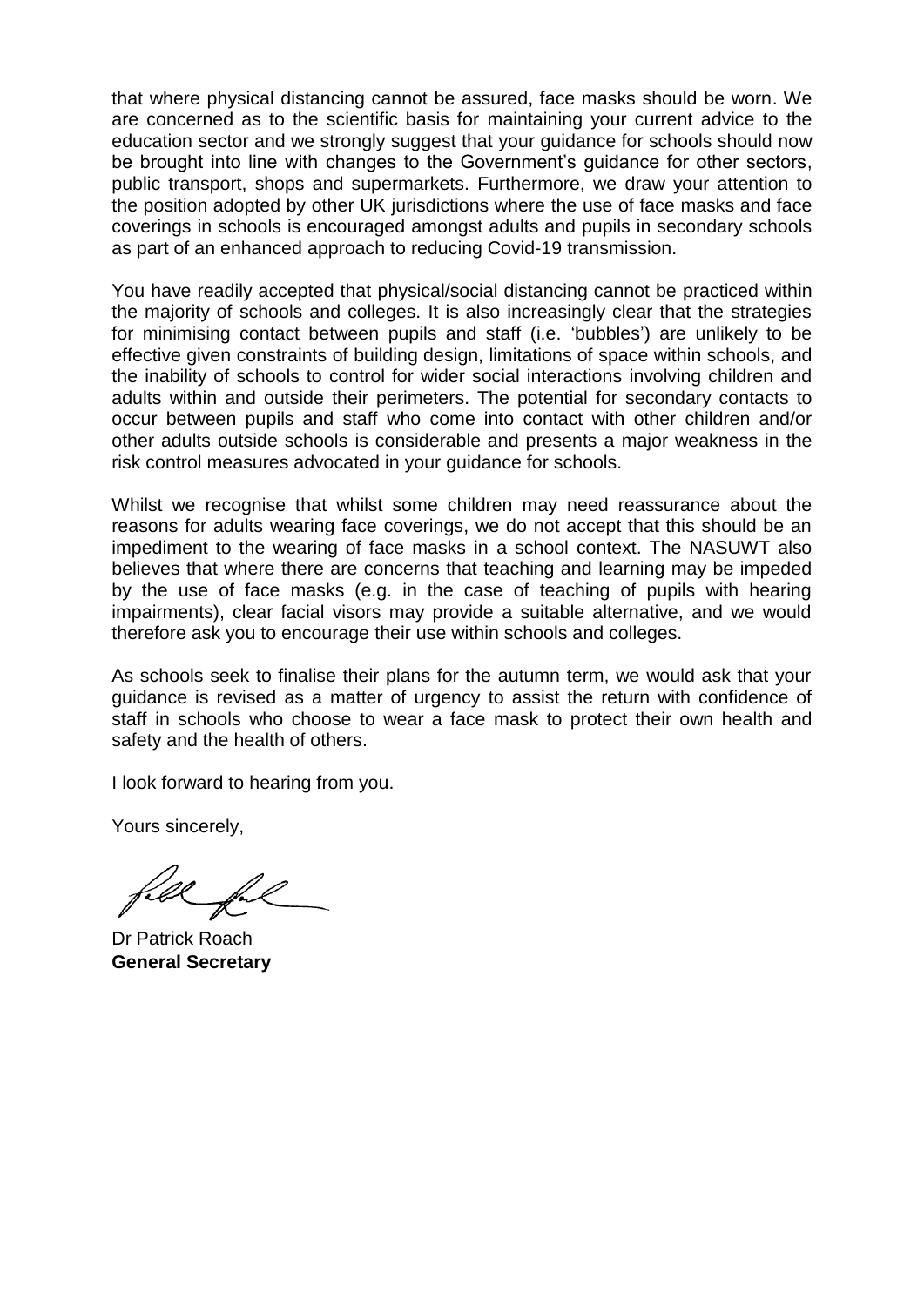that where physical distancing cannot be assured, face masks should be worn. We are concerned as to the scientific basis for maintaining your current advice to the education sector and we strongly suggest that your guidance for schools should now be brought into line with changes to the Government's guidance for other sectors, public transport, shops and supermarkets. Furthermore, we draw your attention to the position adopted by other UK jurisdictions where the use of face masks and face coverings in schools is encouraged amongst adults and pupils in secondary schools as part of an enhanced approach to reducing Covid-19 transmission.

You have readily accepted that physical/social distancing cannot be practiced within the majority of schools and colleges. It is also increasingly clear that the strategies for minimising contact between pupils and staff (i.e. 'bubbles') are unlikely to be effective given constraints of building design, limitations of space within schools, and the inability of schools to control for wider social interactions involving children and adults within and outside their perimeters. The potential for secondary contacts to occur between pupils and staff who come into contact with other children and/or other adults outside schools is considerable and presents a major weakness in the risk control measures advocated in your guidance for schools.

Whilst we recognise that whilst some children may need reassurance about the reasons for adults wearing face coverings, we do not accept that this should be an impediment to the wearing of face masks in a school context. The NASUWT also believes that where there are concerns that teaching and learning may be impeded by the use of face masks (e.g. in the case of teaching of pupils with hearing impairments), clear facial visors may provide a suitable alternative, and we would therefore ask you to encourage their use within schools and colleges.

As schools seek to finalise their plans for the autumn term, we would ask that your guidance is revised as a matter of urgency to assist the return with confidence of staff in schools who choose to wear a face mask to protect their own health and safety and the health of others.

I look forward to hearing from you.

Yours sincerely,

Dr Patrick Roach
**General Secretary**